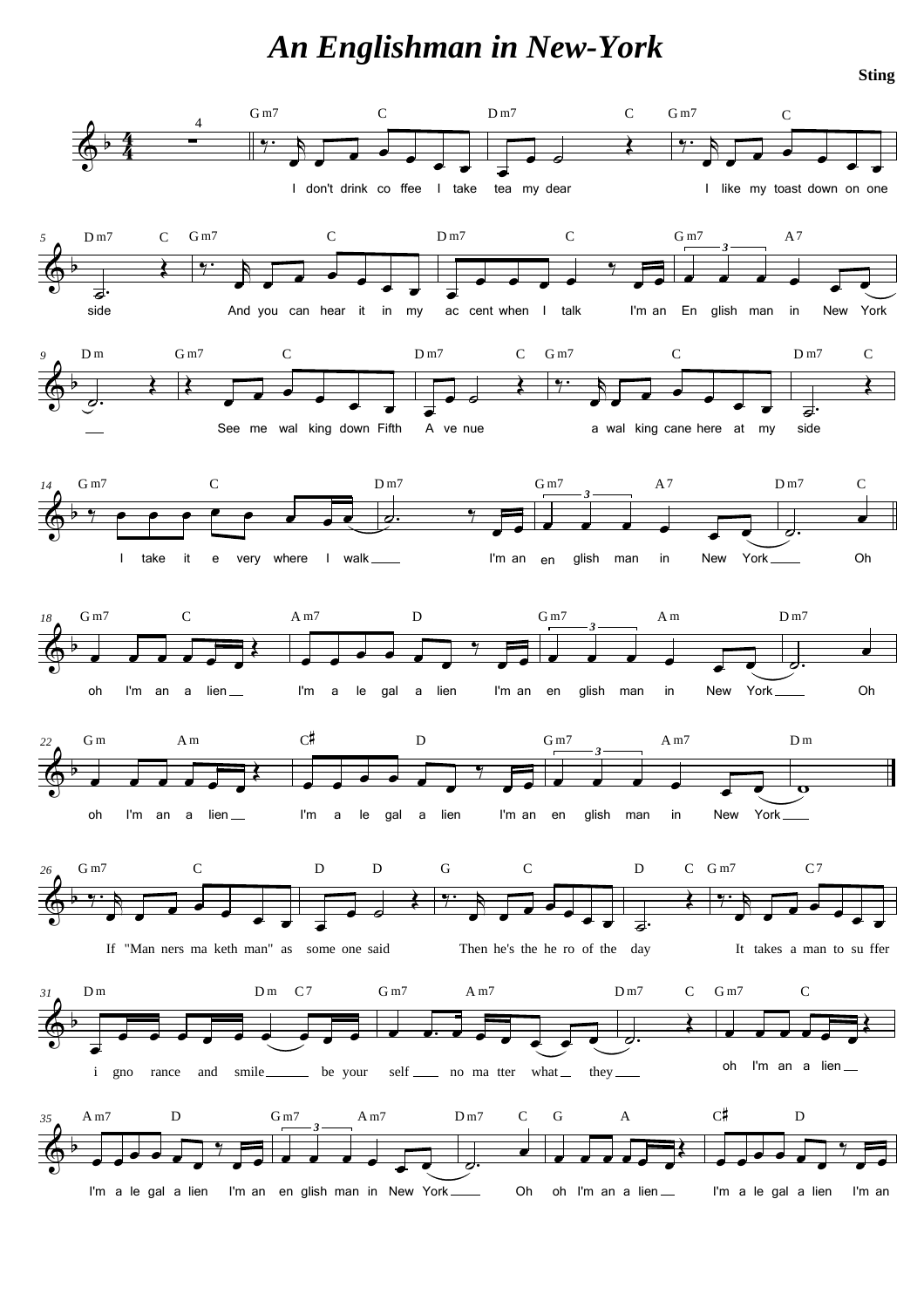# An Englishman in New-York

**Sting**

I don't drink co ffee I take tea my dear I like my toast down on one side

And you can hear it in my ac cent when I talk I'm an En glish man in New York

See me wal king down Fifth A ve nue a wal king cane here at my side

I take it e very where I walk I'm an en glish man in New York Oh

oh I'm an a lien I'm a le gal a lien I'm an en glish man in New York Oh

oh I'm an a lien I'm a le gal a lien I'm an en glish man in New York

If "Man ners ma keth man" as some one said Then he's the he ro of the day It takes a man to su ffer

i gno rance and smile be your self no ma tter what they oh I'm an a lien

I'm a le gal a lien I'm an en glish man in New York Oh oh I'm an a lien I'm a le gal a lien I'm an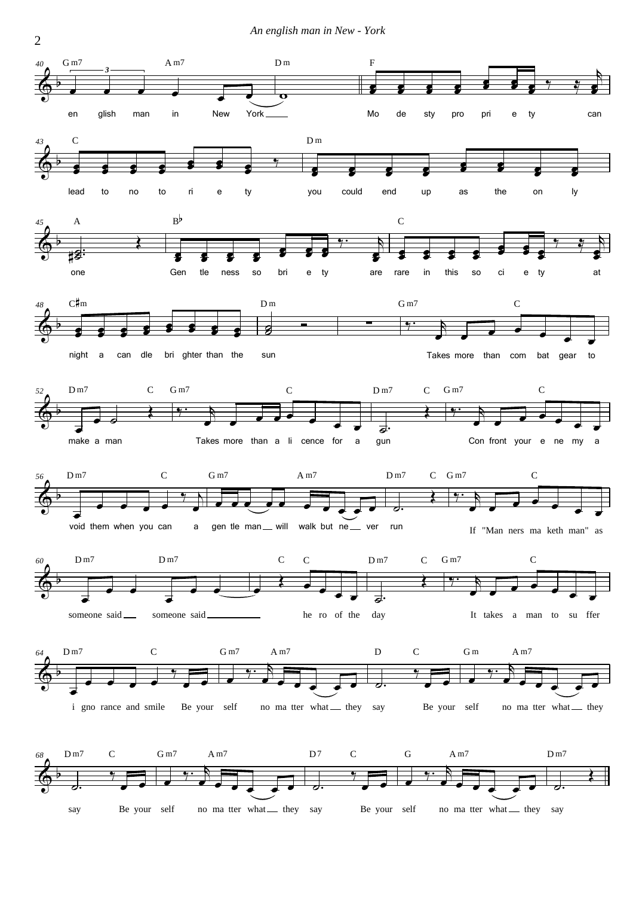en glish man in New York

Mo de sty pro pri e ty can

lead to no to ri e ty you could end up as the on ly

one Gen tle ness so bri e ty are rare in this so ci e ty at

night a can dle bri ghter than the sun Takes more than com bat gear to

make a man Takes more than a li cence for a gun Con front your e ne my a

void them when you can a gen tle man will walk but ne ver run If "Man ners ma keth man" as

someone said someone said he ro of the day It takes a man to su ffer

i gno rance and smile Be your self no ma tter what they say Be your self no ma tter what they

say Be your self no ma tter what they say Be your self no ma tter what they say